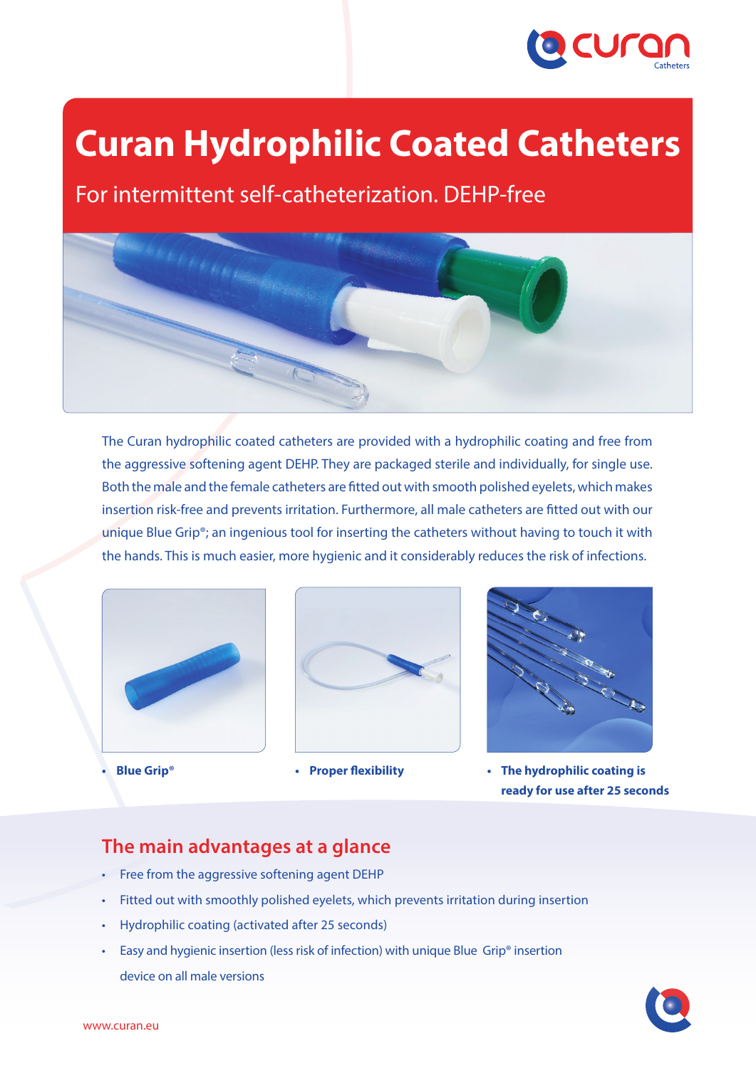# Curan Hydrophilic Coated Catheters

## For intermittent self-catheterization. DEHP-free

The Curan hydrophilic coated catheters are provided with a hydrophilic coating and free from the aggressive softening agent DEHP. They are packaged sterile and individually, for single use. Both the male and the female catheters are fitted out with smooth polished eyelets, which makes insertion risk-free and prevents irritation. Furthermore, all male catheters are fitted out with our unique Blue Grip®; an ingenious tool for inserting the catheters without having to touch it with the hands. This is much easier, more hygienic and it considerably reduces the risk of infections.

- **Blue Grip®**
- **Proper flexibility**
- **The hydrophilic coating is ready for use after 25 seconds**

## The main advantages at a glance

- Free from the aggressive softening agent DEHP
- Fitted out with smoothly polished eyelets, which prevents irritation during insertion
- Hydrophilic coating (activated after 25 seconds)
- Easy and hygienic insertion (less risk of infection) with unique Blue Grip® insertion device on all male versions

www.curan.eu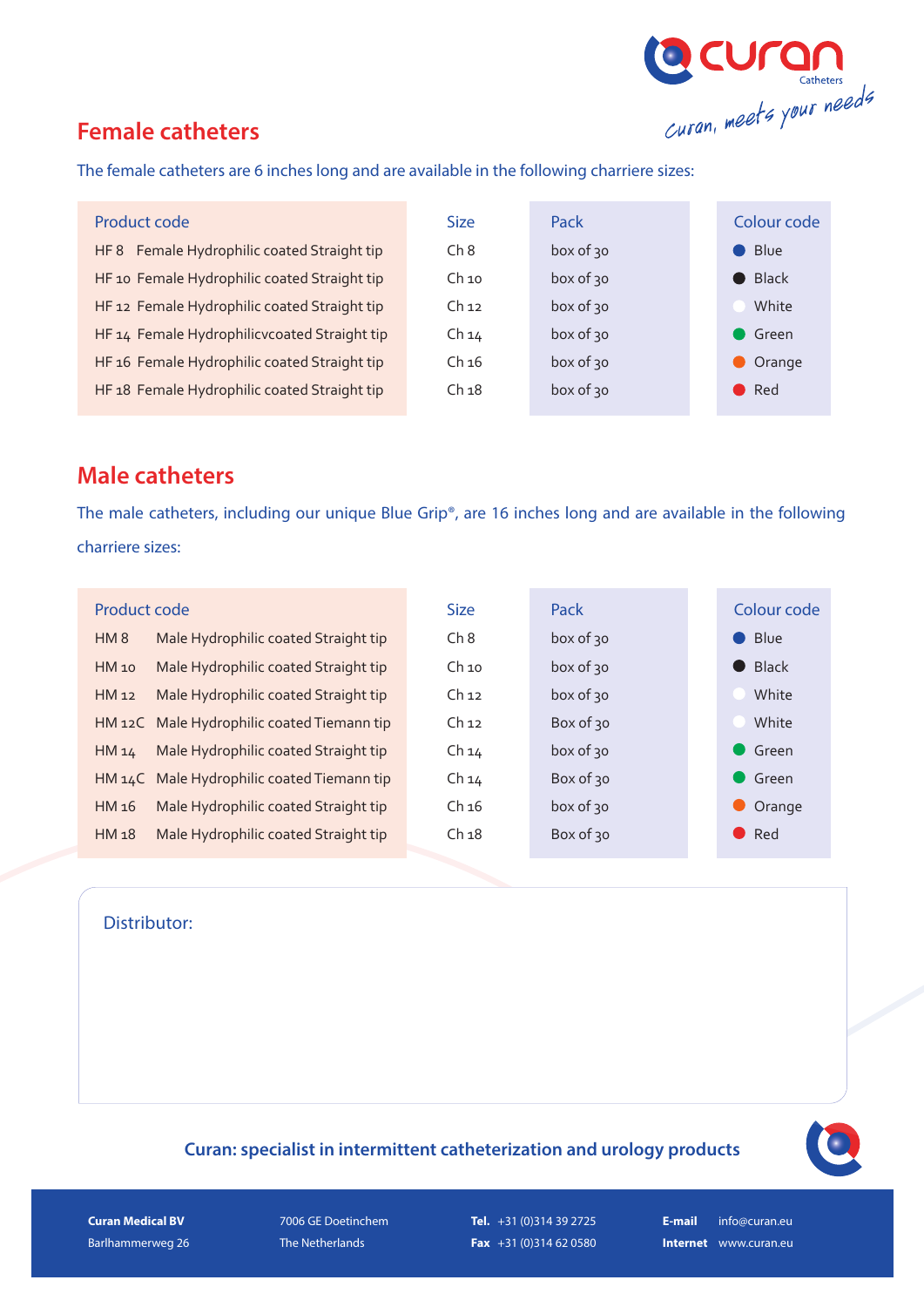curan
Catheters
Curan, meets your needs

## Female catheters

The female catheters are 6 inches long and are available in the following charriere sizes:

| Product code | Size | Pack | Colour code |
|---|---|---|---|
| HF 8 Female Hydrophilic coated Straight tip | Ch 8 | box of 30 | Blue |
| HF 10 Female Hydrophilic coated Straight tip | Ch 10 | box of 30 | Black |
| HF 12 Female Hydrophilic coated Straight tip | Ch 12 | box of 30 | White |
| HF 14 Female Hydrophilicvcoated Straight tip | Ch 14 | box of 30 | Green |
| HF 16 Female Hydrophilic coated Straight tip | Ch 16 | box of 30 | Orange |
| HF 18 Female Hydrophilic coated Straight tip | Ch 18 | box of 30 | Red |

## Male catheters

The male catheters, including our unique Blue Grip®, are 16 inches long and are available in the following charriere sizes:

| Product code | Size | Pack | Colour code |
|---|---|---|---|
| HM 8 Male Hydrophilic coated Straight tip | Ch 8 | box of 30 | Blue |
| HM 10 Male Hydrophilic coated Straight tip | Ch 10 | box of 30 | Black |
| HM 12 Male Hydrophilic coated Straight tip | Ch 12 | box of 30 | White |
| HM 12C Male Hydrophilic coated Tiemann tip | Ch 12 | Box of 30 | White |
| HM 14 Male Hydrophilic coated Straight tip | Ch 14 | box of 30 | Green |
| HM 14C Male Hydrophilic coated Tiemann tip | Ch 14 | Box of 30 | Green |
| HM 16 Male Hydrophilic coated Straight tip | Ch 16 | box of 30 | Orange |
| HM 18 Male Hydrophilic coated Straight tip | Ch 18 | Box of 30 | Red |

Distributor:

**Curan: specialist in intermittent catheterization and urology products**

**Curan Medical BV**
Barlhammerweg 26
7006 GE Doetinchem
The Netherlands

**Tel.** +31 (0)314 39 2725
**Fax** +31 (0)314 62 0580

**E-mail** info@curan.eu
**Internet** www.curan.eu